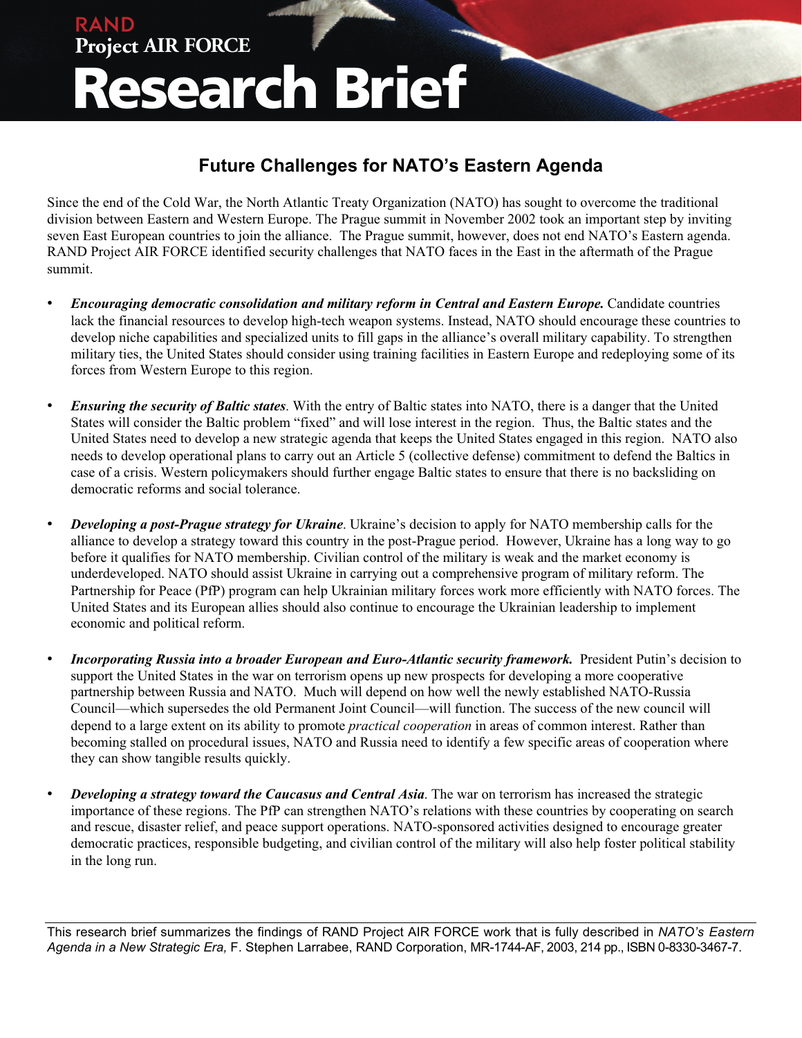RAND
Project AIR FORCE

# Research Brief

## Future Challenges for NATO's Eastern Agenda

Since the end of the Cold War, the North Atlantic Treaty Organization (NATO) has sought to overcome the traditional division between Eastern and Western Europe. The Prague summit in November 2002 took an important step by inviting seven East European countries to join the alliance. The Prague summit, however, does not end NATO's Eastern agenda. RAND Project AIR FORCE identified security challenges that NATO faces in the East in the aftermath of the Prague summit.

- ***Encouraging democratic consolidation and military reform in Central and Eastern Europe.*** Candidate countries lack the financial resources to develop high-tech weapon systems. Instead, NATO should encourage these countries to develop niche capabilities and specialized units to fill gaps in the alliance's overall military capability. To strengthen military ties, the United States should consider using training facilities in Eastern Europe and redeploying some of its forces from Western Europe to this region.

- ***Ensuring the security of Baltic states***. With the entry of Baltic states into NATO, there is a danger that the United States will consider the Baltic problem "fixed" and will lose interest in the region. Thus, the Baltic states and the United States need to develop a new strategic agenda that keeps the United States engaged in this region. NATO also needs to develop operational plans to carry out an Article 5 (collective defense) commitment to defend the Baltics in case of a crisis. Western policymakers should further engage Baltic states to ensure that there is no backsliding on democratic reforms and social tolerance.

- ***Developing a post-Prague strategy for Ukraine***. Ukraine's decision to apply for NATO membership calls for the alliance to develop a strategy toward this country in the post-Prague period. However, Ukraine has a long way to go before it qualifies for NATO membership. Civilian control of the military is weak and the market economy is underdeveloped. NATO should assist Ukraine in carrying out a comprehensive program of military reform. The Partnership for Peace (PfP) program can help Ukrainian military forces work more efficiently with NATO forces. The United States and its European allies should also continue to encourage the Ukrainian leadership to implement economic and political reform.

- ***Incorporating Russia into a broader European and Euro-Atlantic security framework.*** President Putin's decision to support the United States in the war on terrorism opens up new prospects for developing a more cooperative partnership between Russia and NATO. Much will depend on how well the newly established NATO-Russia Council—which supersedes the old Permanent Joint Council—will function. The success of the new council will depend to a large extent on its ability to promote *practical cooperation* in areas of common interest. Rather than becoming stalled on procedural issues, NATO and Russia need to identify a few specific areas of cooperation where they can show tangible results quickly.

- ***Developing a strategy toward the Caucasus and Central Asia***. The war on terrorism has increased the strategic importance of these regions. The PfP can strengthen NATO's relations with these countries by cooperating on search and rescue, disaster relief, and peace support operations. NATO-sponsored activities designed to encourage greater democratic practices, responsible budgeting, and civilian control of the military will also help foster political stability in the long run.

---

This research brief summarizes the findings of RAND Project AIR FORCE work that is fully described in *NATO's Eastern Agenda in a New Strategic Era,* F. Stephen Larrabee, RAND Corporation, MR-1744-AF, 2003, 214 pp., ISBN 0-8330-3467-7.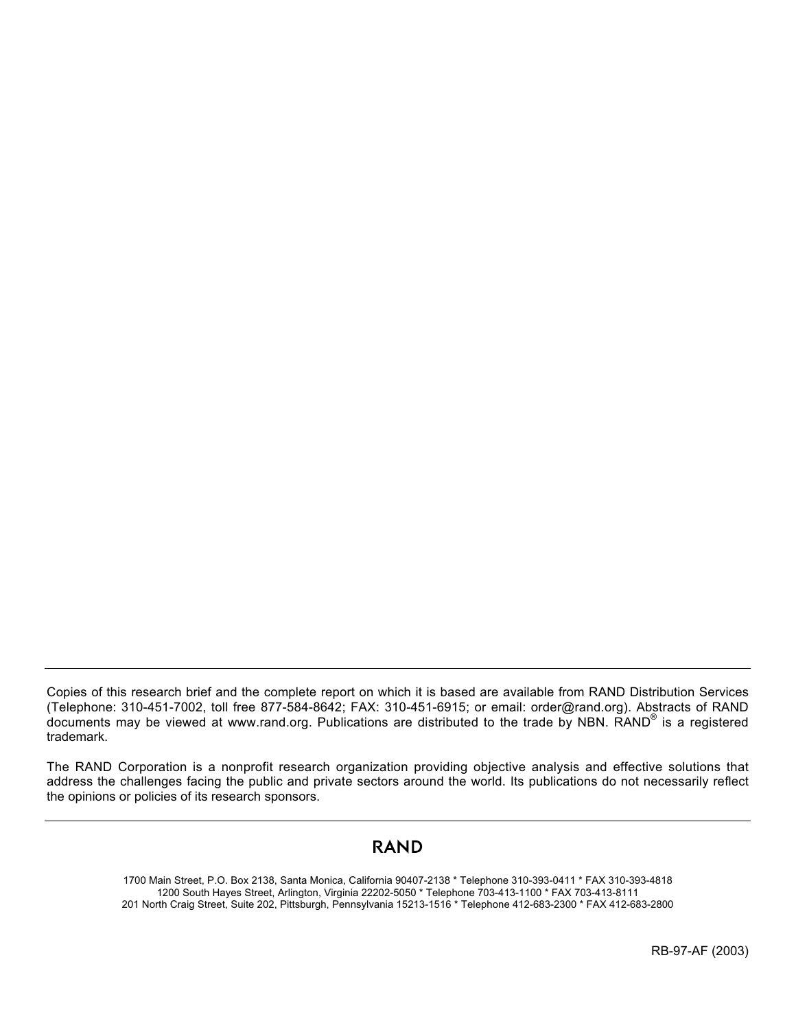Copies of this research brief and the complete report on which it is based are available from RAND Distribution Services (Telephone: 310-451-7002, toll free 877-584-8642; FAX: 310-451-6915; or email: order@rand.org). Abstracts of RAND documents may be viewed at www.rand.org. Publications are distributed to the trade by NBN. RAND® is a registered trademark.

The RAND Corporation is a nonprofit research organization providing objective analysis and effective solutions that address the challenges facing the public and private sectors around the world. Its publications do not necessarily reflect the opinions or policies of its research sponsors.

**RAND**

1700 Main Street, P.O. Box 2138, Santa Monica, California 90407-2138 * Telephone 310-393-0411 * FAX 310-393-4818
1200 South Hayes Street, Arlington, Virginia 22202-5050 * Telephone 703-413-1100 * FAX 703-413-8111
201 North Craig Street, Suite 202, Pittsburgh, Pennsylvania 15213-1516 * Telephone 412-683-2300 * FAX 412-683-2800

RB-97-AF (2003)